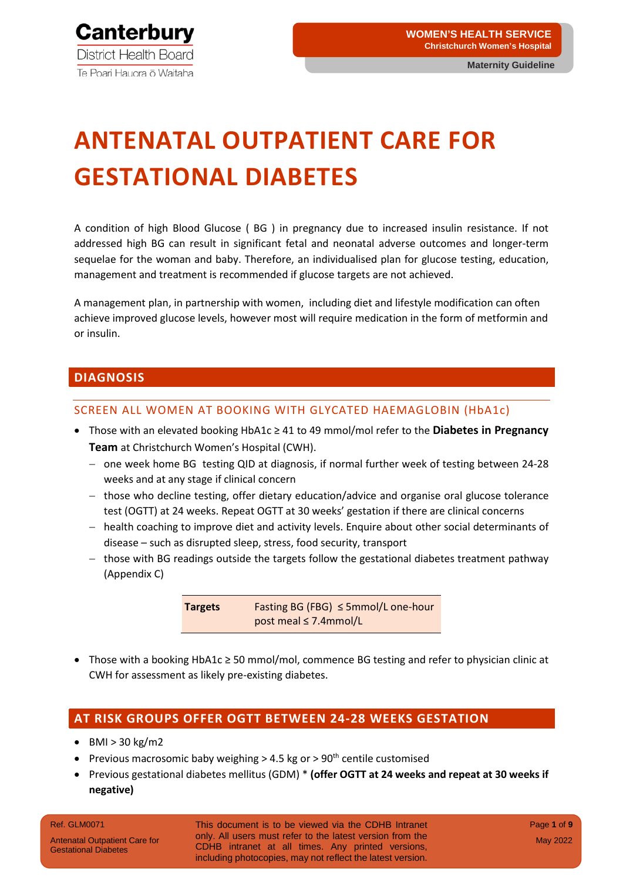# ANTENATAL OUTPATIENT CARE FOR GESTATIONAL DIABETES

A condition of high Blood Glucose ( BG ) in pregnancy due to increased insulin resistance. If not addressed high BG can result in significant fetal and neonatal adverse outcomes and longer-term sequelae for the woman and baby. Therefore, an individualised plan for glucose testing, education, management and treatment is recommended if glucose targets are not achieved.

A management plan, in partnership with women, including diet and lifestyle modification can often achieve improved glucose levels, however most will require medication in the form of metformin and or insulin.

## DIAGNOSIS

### SCREEN ALL WOMEN AT BOOKING WITH GLYCATED HAEMAGLOBIN (HbA1c)

- Those with an elevated booking HbA1c ≥ 41 to 49 mmol/mol refer to the **Diabetes in Pregnancy Team** at Christchurch Women's Hospital (CWH).
  - one week home BG testing QID at diagnosis, if normal further week of testing between 24-28 weeks and at any stage if clinical concern
  - those who decline testing, offer dietary education/advice and organise oral glucose tolerance test (OGTT) at 24 weeks. Repeat OGTT at 30 weeks' gestation if there are clinical concerns
  - health coaching to improve diet and activity levels. Enquire about other social determinants of disease – such as disrupted sleep, stress, food security, transport
  - those with BG readings outside the targets follow the gestational diabetes treatment pathway (Appendix C)

| **Targets** | Fasting BG (FBG) ≤ 5mmol/L one-hour post meal ≤ 7.4mmol/L |
|---|---|

- Those with a booking HbA1c ≥ 50 mmol/mol, commence BG testing and refer to physician clinic at CWH for assessment as likely pre-existing diabetes.

## AT RISK GROUPS OFFER OGTT BETWEEN 24-28 WEEKS GESTATION

- BMI > 30 kg/m2
- Previous macrosomic baby weighing > 4.5 kg or > 90th centile customised
- Previous gestational diabetes mellitus (GDM) * **(offer OGTT at 24 weeks and repeat at 30 weeks if negative)**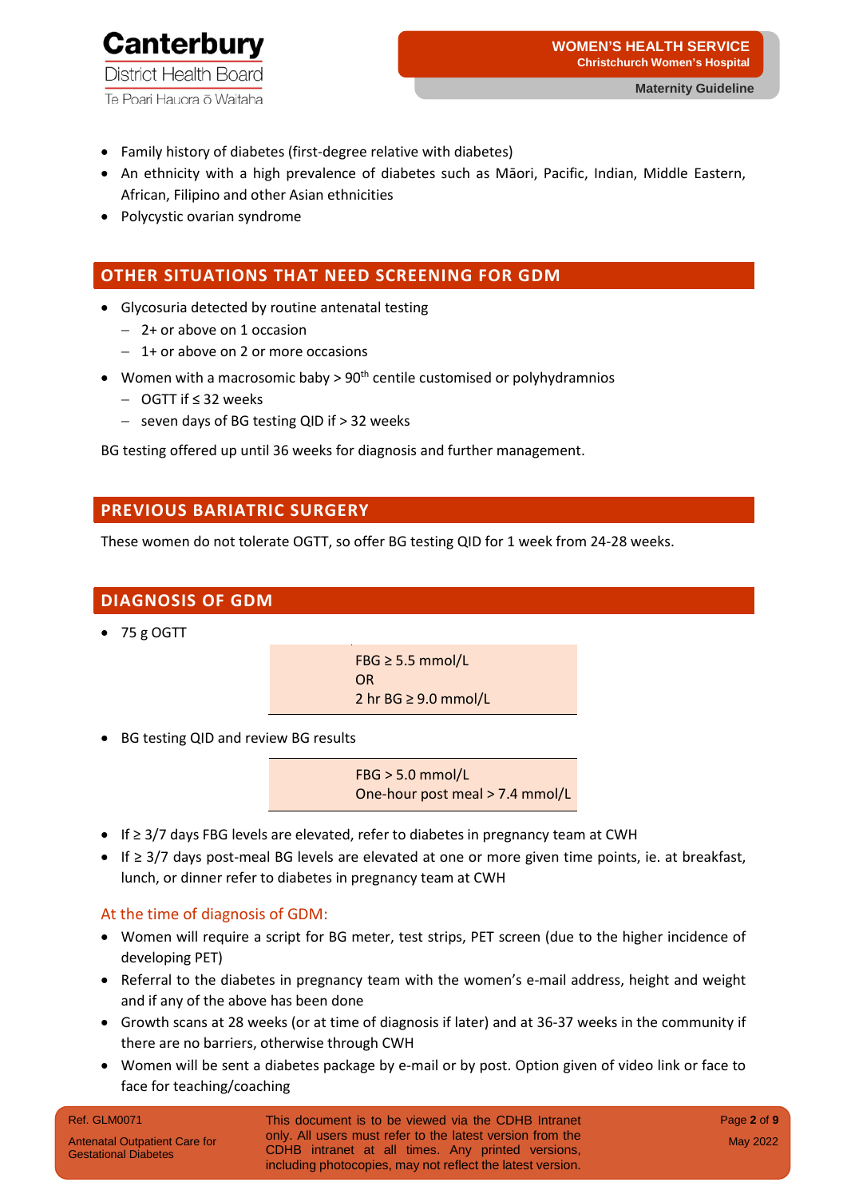- Family history of diabetes (first-degree relative with diabetes)
- An ethnicity with a high prevalence of diabetes such as Māori, Pacific, Indian, Middle Eastern, African, Filipino and other Asian ethnicities
- Polycystic ovarian syndrome

## OTHER SITUATIONS THAT NEED SCREENING FOR GDM

- Glycosuria detected by routine antenatal testing
  - 2+ or above on 1 occasion
  - 1+ or above on 2 or more occasions
- Women with a macrosomic baby > 90th centile customised or polyhydramnios
  - OGTT if ≤ 32 weeks
  - seven days of BG testing QID if > 32 weeks

BG testing offered up until 36 weeks for diagnosis and further management.

## PREVIOUS BARIATRIC SURGERY

These women do not tolerate OGTT, so offer BG testing QID for 1 week from 24-28 weeks.

## DIAGNOSIS OF GDM

- 75 g OGTT

> FBG ≥ 5.5 mmol/L
> OR
> 2 hr BG ≥ 9.0 mmol/L

- BG testing QID and review BG results

> FBG > 5.0 mmol/L
> One-hour post meal > 7.4 mmol/L

- If ≥ 3/7 days FBG levels are elevated, refer to diabetes in pregnancy team at CWH
- If ≥ 3/7 days post-meal BG levels are elevated at one or more given time points, ie. at breakfast, lunch, or dinner refer to diabetes in pregnancy team at CWH

### At the time of diagnosis of GDM:

- Women will require a script for BG meter, test strips, PET screen (due to the higher incidence of developing PET)
- Referral to the diabetes in pregnancy team with the women's e-mail address, height and weight and if any of the above has been done
- Growth scans at 28 weeks (or at time of diagnosis if later) and at 36-37 weeks in the community if there are no barriers, otherwise through CWH
- Women will be sent a diabetes package by e-mail or by post. Option given of video link or face to face for teaching/coaching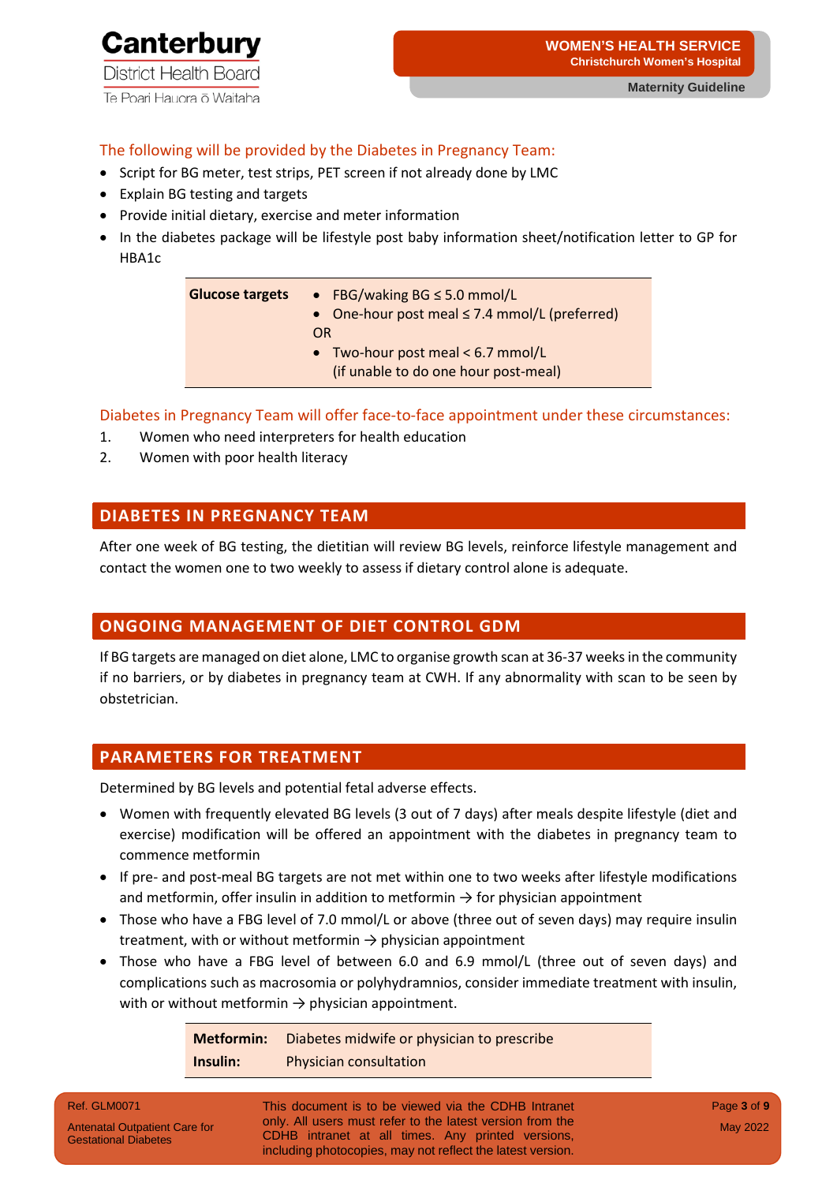### The following will be provided by the Diabetes in Pregnancy Team:

- Script for BG meter, test strips, PET screen if not already done by LMC
- Explain BG testing and targets
- Provide initial dietary, exercise and meter information
- In the diabetes package will be lifestyle post baby information sheet/notification letter to GP for HBA1c

| Glucose targets | |
|---|---|
| | • FBG/waking BG ≤ 5.0 mmol/L<br>• One-hour post meal ≤ 7.4 mmol/L (preferred)<br>OR<br>• Two-hour post meal < 6.7 mmol/L (if unable to do one hour post-meal) |

### Diabetes in Pregnancy Team will offer face-to-face appointment under these circumstances:

1. Women who need interpreters for health education
2. Women with poor health literacy

## DIABETES IN PREGNANCY TEAM

After one week of BG testing, the dietitian will review BG levels, reinforce lifestyle management and contact the women one to two weekly to assess if dietary control alone is adequate.

## ONGOING MANAGEMENT OF DIET CONTROL GDM

If BG targets are managed on diet alone, LMC to organise growth scan at 36-37 weeks in the community if no barriers, or by diabetes in pregnancy team at CWH. If any abnormality with scan to be seen by obstetrician.

## PARAMETERS FOR TREATMENT

Determined by BG levels and potential fetal adverse effects.

- Women with frequently elevated BG levels (3 out of 7 days) after meals despite lifestyle (diet and exercise) modification will be offered an appointment with the diabetes in pregnancy team to commence metformin
- If pre- and post-meal BG targets are not met within one to two weeks after lifestyle modifications and metformin, offer insulin in addition to metformin → for physician appointment
- Those who have a FBG level of 7.0 mmol/L or above (three out of seven days) may require insulin treatment, with or without metformin → physician appointment
- Those who have a FBG level of between 6.0 and 6.9 mmol/L (three out of seven days) and complications such as macrosomia or polyhydramnios, consider immediate treatment with insulin, with or without metformin → physician appointment.

| | |
|---|---|
| **Metformin:** | Diabetes midwife or physician to prescribe |
| **Insulin:** | Physician consultation |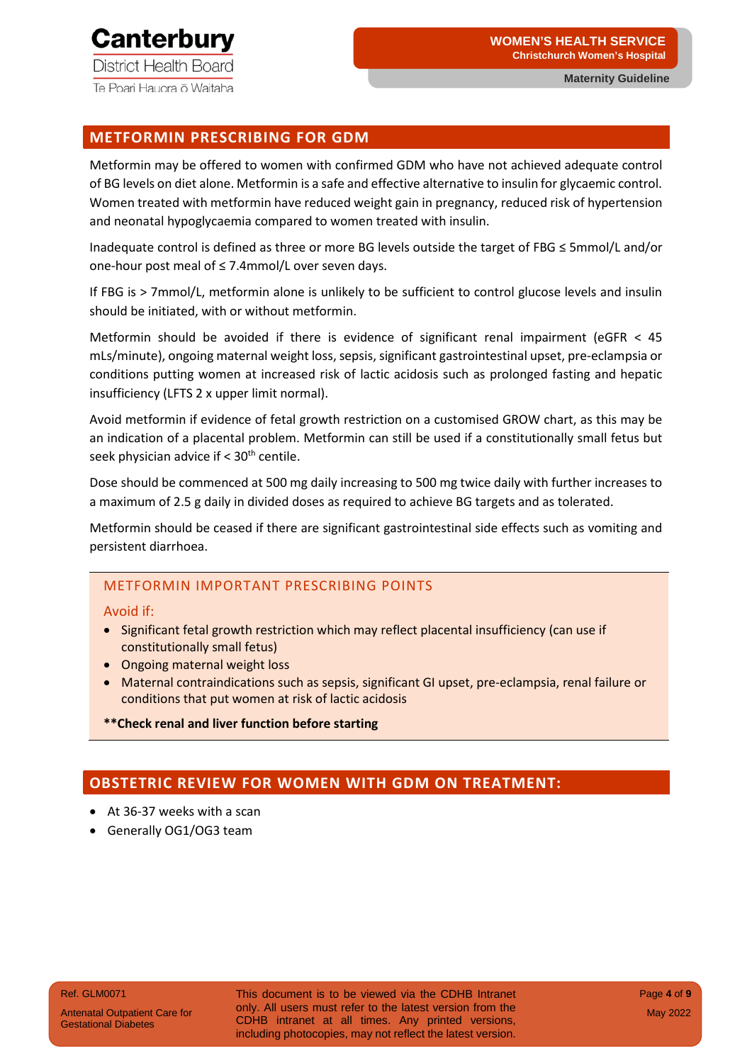## METFORMIN PRESCRIBING FOR GDM

Metformin may be offered to women with confirmed GDM who have not achieved adequate control of BG levels on diet alone. Metformin is a safe and effective alternative to insulin for glycaemic control. Women treated with metformin have reduced weight gain in pregnancy, reduced risk of hypertension and neonatal hypoglycaemia compared to women treated with insulin.

Inadequate control is defined as three or more BG levels outside the target of FBG ≤ 5mmol/L and/or one-hour post meal of ≤ 7.4mmol/L over seven days.

If FBG is > 7mmol/L, metformin alone is unlikely to be sufficient to control glucose levels and insulin should be initiated, with or without metformin.

Metformin should be avoided if there is evidence of significant renal impairment (eGFR < 45 mLs/minute), ongoing maternal weight loss, sepsis, significant gastrointestinal upset, pre-eclampsia or conditions putting women at increased risk of lactic acidosis such as prolonged fasting and hepatic insufficiency (LFTS 2 x upper limit normal).

Avoid metformin if evidence of fetal growth restriction on a customised GROW chart, as this may be an indication of a placental problem. Metformin can still be used if a constitutionally small fetus but seek physician advice if < 30th centile.

Dose should be commenced at 500 mg daily increasing to 500 mg twice daily with further increases to a maximum of 2.5 g daily in divided doses as required to achieve BG targets and as tolerated.

Metformin should be ceased if there are significant gastrointestinal side effects such as vomiting and persistent diarrhoea.

### METFORMIN IMPORTANT PRESCRIBING POINTS

Avoid if:

- Significant fetal growth restriction which may reflect placental insufficiency (can use if constitutionally small fetus)
- Ongoing maternal weight loss
- Maternal contraindications such as sepsis, significant GI upset, pre-eclampsia, renal failure or conditions that put women at risk of lactic acidosis

****Check renal and liver function before starting**

## OBSTETRIC REVIEW FOR WOMEN WITH GDM ON TREATMENT:

- At 36-37 weeks with a scan
- Generally OG1/OG3 team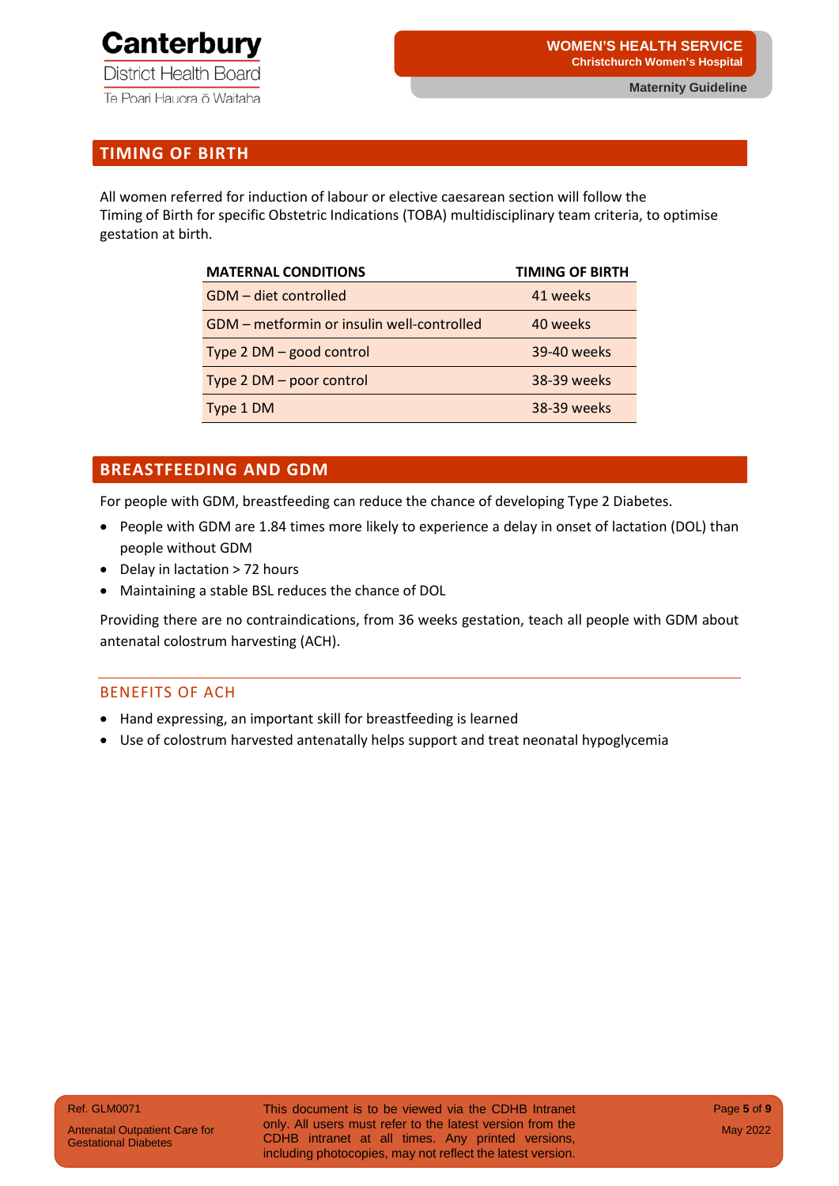## TIMING OF BIRTH

All women referred for induction of labour or elective caesarean section will follow the Timing of Birth for specific Obstetric Indications (TOBA) multidisciplinary team criteria, to optimise gestation at birth.

| MATERNAL CONDITIONS | TIMING OF BIRTH |
|---|---|
| GDM – diet controlled | 41 weeks |
| GDM – metformin or insulin well-controlled | 40 weeks |
| Type 2 DM – good control | 39-40 weeks |
| Type 2 DM – poor control | 38-39 weeks |
| Type 1 DM | 38-39 weeks |

## BREASTFEEDING AND GDM

For people with GDM, breastfeeding can reduce the chance of developing Type 2 Diabetes.

- People with GDM are 1.84 times more likely to experience a delay in onset of lactation (DOL) than people without GDM
- Delay in lactation > 72 hours
- Maintaining a stable BSL reduces the chance of DOL

Providing there are no contraindications, from 36 weeks gestation, teach all people with GDM about antenatal colostrum harvesting (ACH).

### BENEFITS OF ACH

- Hand expressing, an important skill for breastfeeding is learned
- Use of colostrum harvested antenatally helps support and treat neonatal hypoglycemia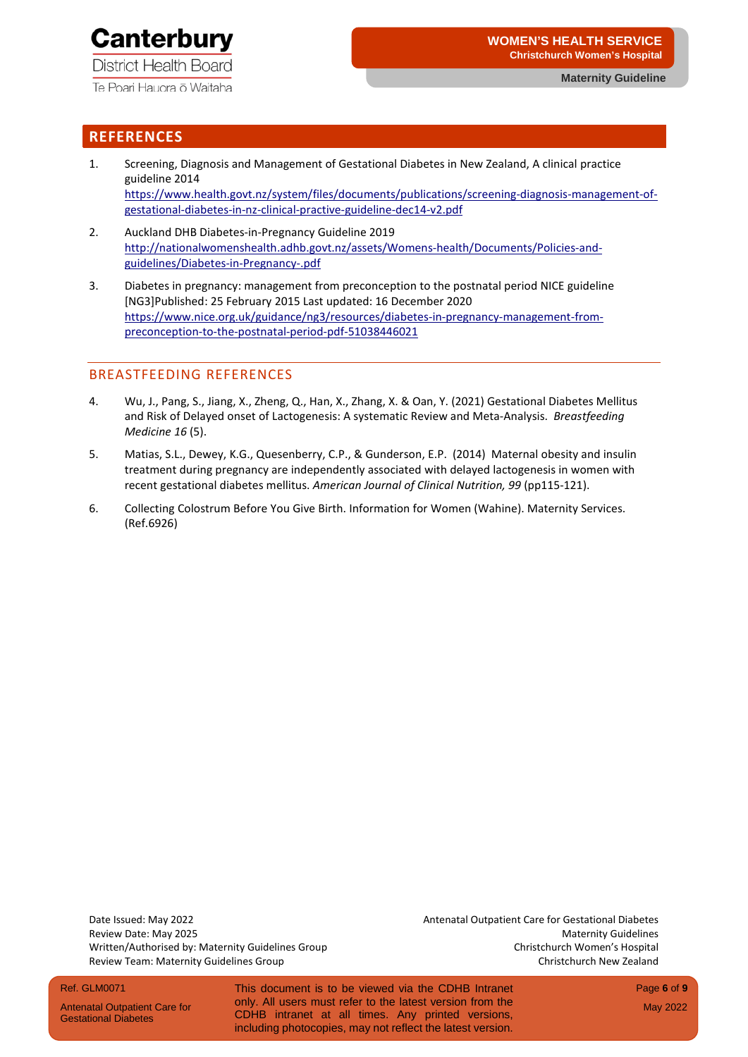## REFERENCES

1. Screening, Diagnosis and Management of Gestational Diabetes in New Zealand, A clinical practice guideline 2014
   https://www.health.govt.nz/system/files/documents/publications/screening-diagnosis-management-of-gestational-diabetes-in-nz-clinical-practive-guideline-dec14-v2.pdf

2. Auckland DHB Diabetes-in-Pregnancy Guideline 2019
   http://nationalwomenshealth.adhb.govt.nz/assets/Womens-health/Documents/Policies-and-guidelines/Diabetes-in-Pregnancy-.pdf

3. Diabetes in pregnancy: management from preconception to the postnatal period NICE guideline [NG3]Published: 25 February 2015 Last updated: 16 December 2020
   https://www.nice.org.uk/guidance/ng3/resources/diabetes-in-pregnancy-management-from-preconception-to-the-postnatal-period-pdf-51038446021

### BREASTFEEDING REFERENCES

4. Wu, J., Pang, S., Jiang, X., Zheng, Q., Han, X., Zhang, X. & Oan, Y. (2021) Gestational Diabetes Mellitus and Risk of Delayed onset of Lactogenesis: A systematic Review and Meta-Analysis. *Breastfeeding Medicine 16* (5).

5. Matias, S.L., Dewey, K.G., Quesenberry, C.P., & Gunderson, E.P. (2014) Maternal obesity and insulin treatment during pregnancy are independently associated with delayed lactogenesis in women with recent gestational diabetes mellitus. *American Journal of Clinical Nutrition, 99* (pp115-121).

6. Collecting Colostrum Before You Give Birth. Information for Women (Wahine). Maternity Services. (Ref.6926)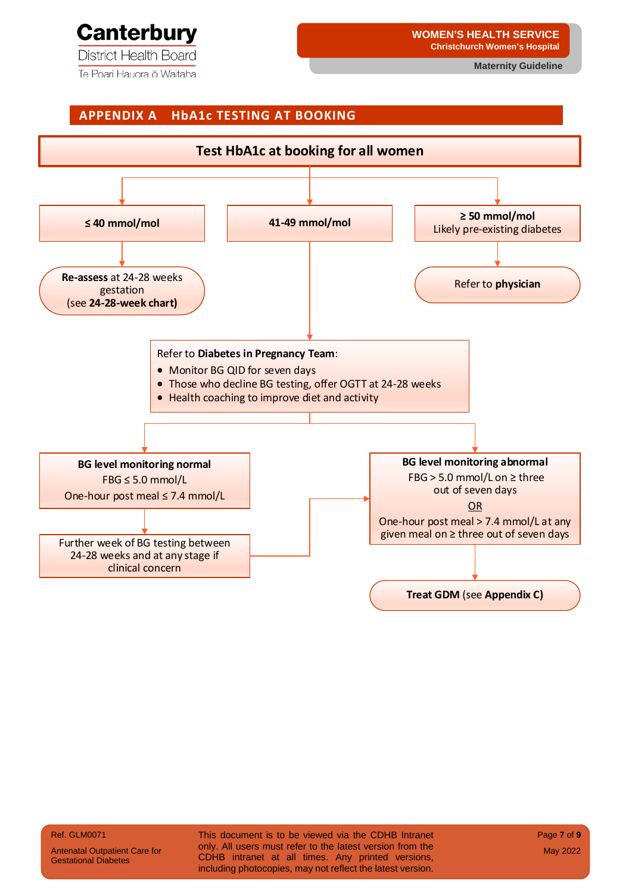## APPENDIX A HbA1c TESTING AT BOOKING

**Test HbA1c at booking for all women**

**≤ 40 mmol/mol**

- **Re-assess** at 24-28 weeks gestation (see **24-28-week chart)**

**41-49 mmol/mol**

- Refer to **Diabetes in Pregnancy Team**:
  - Monitor BG QID for seven days
  - Those who decline BG testing, offer OGTT at 24-28 weeks
  - Health coaching to improve diet and activity

**≥ 50 mmol/mol**
Likely pre-existing diabetes

- Refer to **physician**

**BG level monitoring normal**
FBG ≤ 5.0 mmol/L
One-hour post meal ≤ 7.4 mmol/L

- Further week of BG testing between 24-28 weeks and at any stage if clinical concern (if abnormal, see BG level monitoring abnormal)

**BG level monitoring abnormal**
FBG > 5.0 mmol/L on ≥ three out of seven days
OR
One-hour post meal > 7.4 mmol/L at any given meal on ≥ three out of seven days

- **Treat GDM** (see **Appendix C)**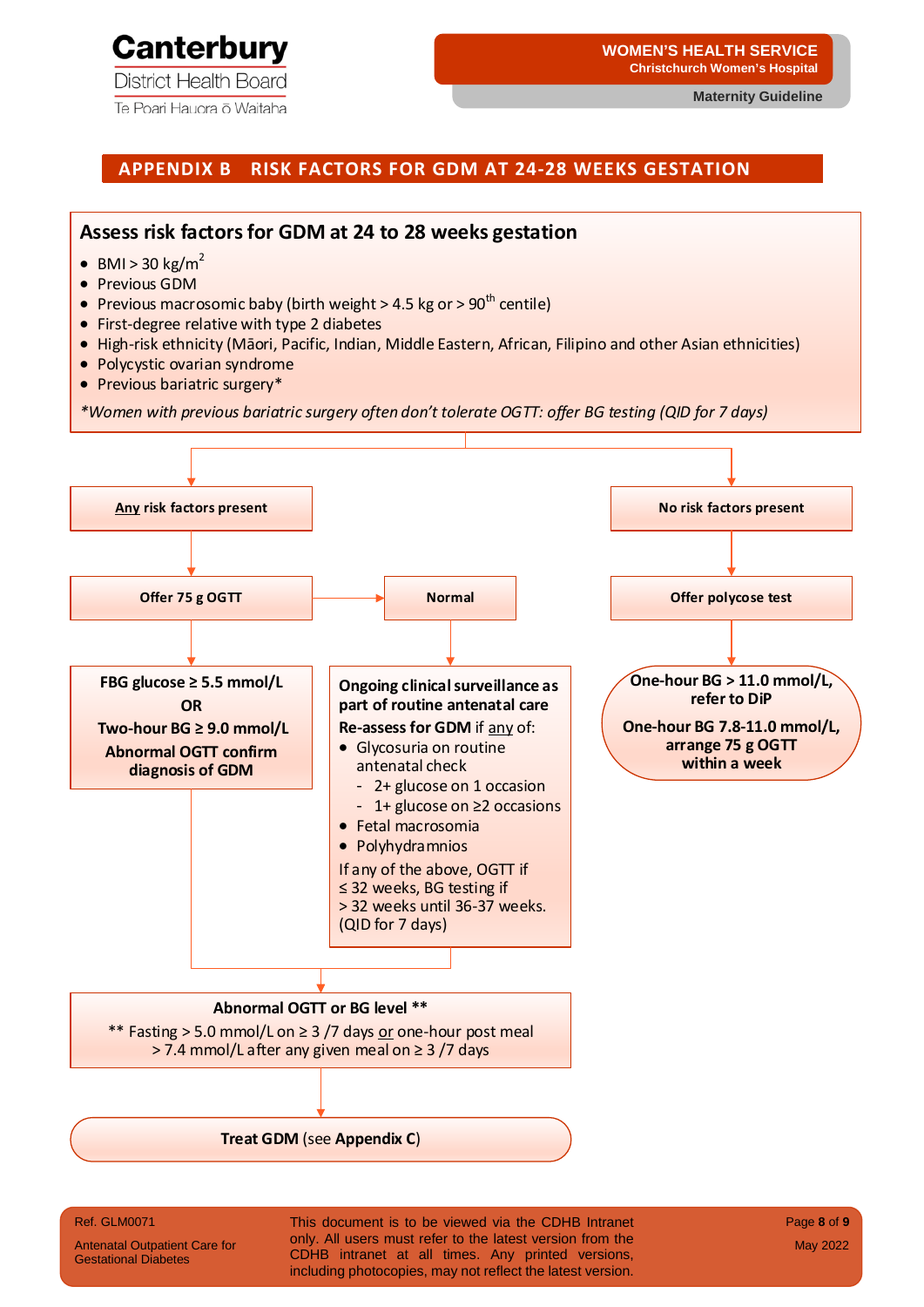## APPENDIX B RISK FACTORS FOR GDM AT 24-28 WEEKS GESTATION

### Assess risk factors for GDM at 24 to 28 weeks gestation

- BMI > 30 kg/m$^2$
- Previous GDM
- Previous macrosomic baby (birth weight > 4.5 kg or > 90$^{th}$ centile)
- First-degree relative with type 2 diabetes
- High-risk ethnicity (Māori, Pacific, Indian, Middle Eastern, African, Filipino and other Asian ethnicities)
- Polycystic ovarian syndrome
- Previous bariatric surgery*

*\*Women with previous bariatric surgery often don't tolerate OGTT: offer BG testing (QID for 7 days)*

**Any risk factors present**

**Offer 75 g OGTT**

**FBG glucose ≥ 5.5 mmol/L**
**OR**
**Two-hour BG ≥ 9.0 mmol/L**
**Abnormal OGTT confirm diagnosis of GDM**

**Normal**

**Ongoing clinical surveillance as part of routine antenatal care**

**Re-assess for GDM** if any of:

- Glycosuria on routine antenatal check
  - 2+ glucose on 1 occasion
  - 1+ glucose on ≥2 occasions
- Fetal macrosomia
- Polyhydramnios

If any of the above, OGTT if ≤ 32 weeks, BG testing if > 32 weeks until 36-37 weeks. (QID for 7 days)

**No risk factors present**

**Offer polycose test**

**One-hour BG > 11.0 mmol/L, refer to DiP**

**One-hour BG 7.8-11.0 mmol/L, arrange 75 g OGTT within a week**

**Abnormal OGTT or BG level \*\***

\*\* Fasting > 5.0 mmol/L on ≥ 3 /7 days or one-hour post meal > 7.4 mmol/L after any given meal on ≥ 3 /7 days

**Treat GDM** (see **Appendix C**)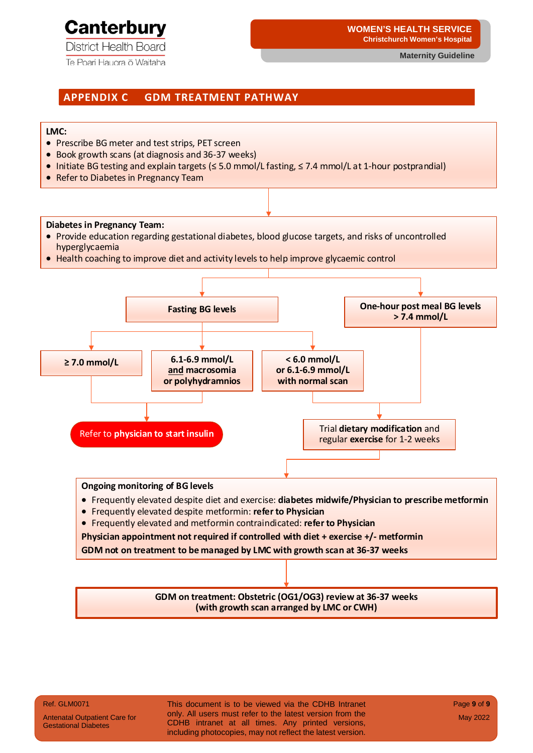## APPENDIX C GDM TREATMENT PATHWAY

**LMC:**

- Prescribe BG meter and test strips, PET screen
- Book growth scans (at diagnosis and 36-37 weeks)
- Initiate BG testing and explain targets (≤ 5.0 mmol/L fasting, ≤ 7.4 mmol/L at 1-hour postprandial)
- Refer to Diabetes in Pregnancy Team

**Diabetes in Pregnancy Team:**

- Provide education regarding gestational diabetes, blood glucose targets, and risks of uncontrolled hyperglycaemia
- Health coaching to improve diet and activity levels to help improve glycaemic control

**Fasting BG levels**

- **≥ 7.0 mmol/L** → Refer to **physician to start insulin**
- **6.1-6.9 mmol/L and macrosomia or polyhydramnios** → Refer to **physician to start insulin**
- **< 6.0 mmol/L or 6.1-6.9 mmol/L with normal scan** → Trial **dietary modification** and regular **exercise** for 1-2 weeks

**One-hour post meal BG levels > 7.4 mmol/L** → Trial **dietary modification** and regular **exercise** for 1-2 weeks

**Ongoing monitoring of BG levels**

- Frequently elevated despite diet and exercise: **diabetes midwife/Physician to prescribe metformin**
- Frequently elevated despite metformin: **refer to Physician**
- Frequently elevated and metformin contraindicated: **refer to Physician**

**Physician appointment not required if controlled with diet + exercise +/- metformin**

**GDM not on treatment to be managed by LMC with growth scan at 36-37 weeks**

**GDM on treatment: Obstetric (OG1/OG3) review at 36-37 weeks (with growth scan arranged by LMC or CWH)**